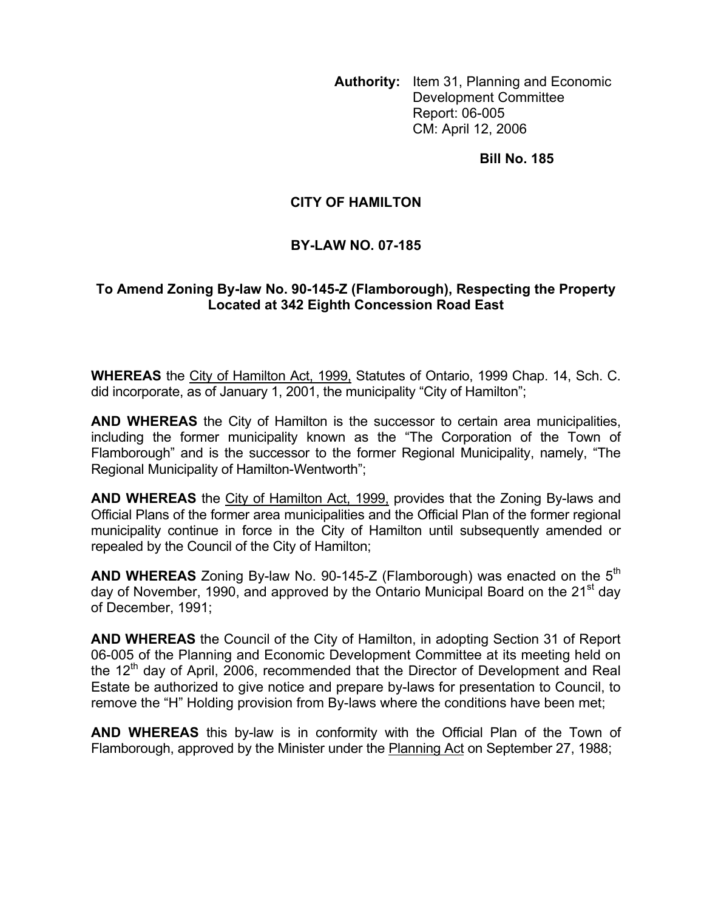**Authority:** Item 31, Planning and Economic Development Committee
Report: 06-005
CM: April 12, 2006

**Bill No. 185**

# CITY OF HAMILTON

## BY-LAW NO. 07-185

### To Amend Zoning By-law No. 90-145-Z (Flamborough), Respecting the Property Located at 342 Eighth Concession Road East

**WHEREAS** the City of Hamilton Act, 1999, Statutes of Ontario, 1999 Chap. 14, Sch. C. did incorporate, as of January 1, 2001, the municipality "City of Hamilton";

**AND WHEREAS** the City of Hamilton is the successor to certain area municipalities, including the former municipality known as the "The Corporation of the Town of Flamborough" and is the successor to the former Regional Municipality, namely, "The Regional Municipality of Hamilton-Wentworth";

**AND WHEREAS** the City of Hamilton Act, 1999, provides that the Zoning By-laws and Official Plans of the former area municipalities and the Official Plan of the former regional municipality continue in force in the City of Hamilton until subsequently amended or repealed by the Council of the City of Hamilton;

**AND WHEREAS** Zoning By-law No. 90-145-Z (Flamborough) was enacted on the 5th day of November, 1990, and approved by the Ontario Municipal Board on the 21st day of December, 1991;

**AND WHEREAS** the Council of the City of Hamilton, in adopting Section 31 of Report 06-005 of the Planning and Economic Development Committee at its meeting held on the 12th day of April, 2006, recommended that the Director of Development and Real Estate be authorized to give notice and prepare by-laws for presentation to Council, to remove the "H" Holding provision from By-laws where the conditions have been met;

**AND WHEREAS** this by-law is in conformity with the Official Plan of the Town of Flamborough, approved by the Minister under the Planning Act on September 27, 1988;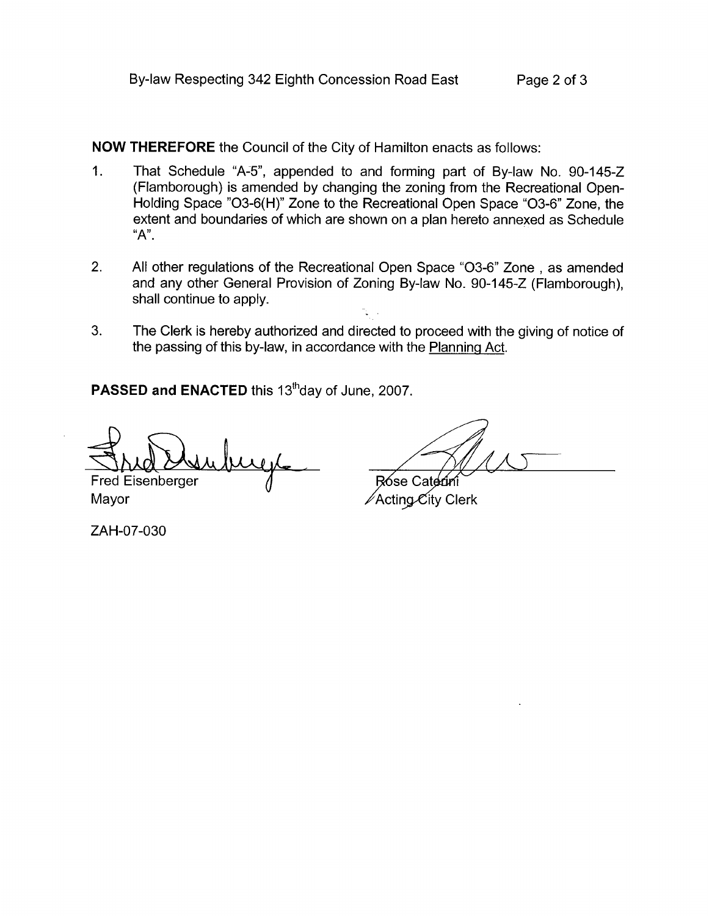**NOW THEREFORE** the Council of the City of Hamilton enacts as follows:

1. That Schedule "A-5", appended to and forming part of By-law No. 90-145-Z (Flamborough) is amended by changing the zoning from the Recreational Open-Holding Space "O3-6(H)" Zone to the Recreational Open Space "O3-6" Zone, the extent and boundaries of which are shown on a plan hereto annexed as Schedule "A".

2. All other regulations of the Recreational Open Space "O3-6" Zone , as amended and any other General Provision of Zoning By-law No. 90-145-Z (Flamborough), shall continue to apply.

3. The Clerk is hereby authorized and directed to proceed with the giving of notice of the passing of this by-law, in accordance with the Planning Act.

**PASSED and ENACTED** this 13th day of June, 2007.

Fred Eisenberger
Mayor

Rose Caterini
Acting City Clerk

ZAH-07-030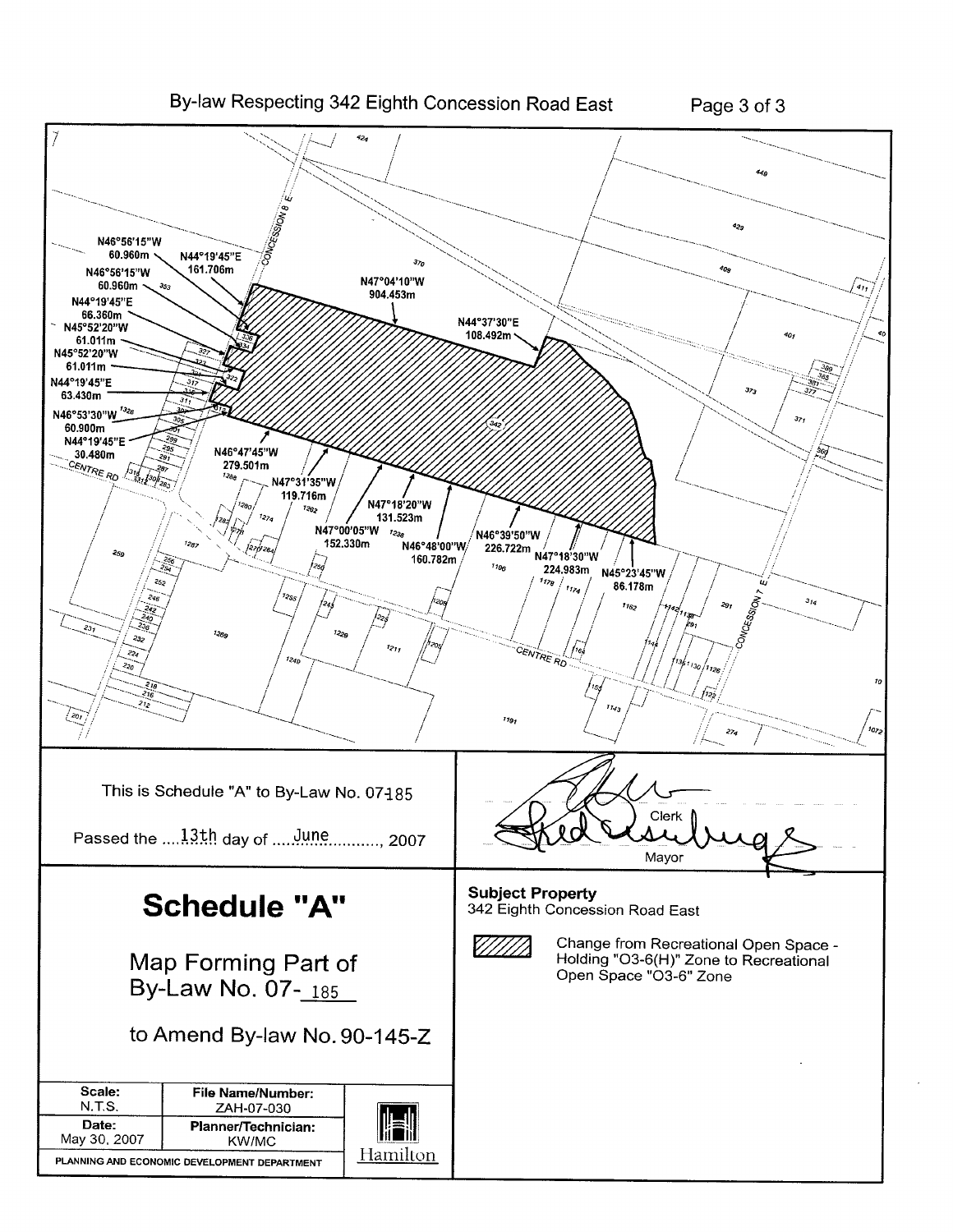By-law Respecting 342 Eighth Concession Road East

N46°56'15"W
60.960m

N44°19'45"E
161.706m

N46°56'15"W
60.960m

N44°19'45"E
66.360m

N45°52'20"W
61.011m

N45°52'20"W
61.011m

N44°19'45"E
63.430m

N46°53'30"W
60.900m

N44°19'45"E
30.480m

N47°04'10"W
904.453m

N44°37'30"E
108.492m

N46°47'45"W
279.501m

N47°31'35"W
119.716m

N47°18'20"W
131.523m

N47°00'05"W
152.330m

N46°48'00"W
160.782m

N46°39'50"W
226.722m

N47°18'30"W
224.983m

N45°23'45"W
86.178m

CONCESSION 8 E

CONCESSION 7 E

CENTRE RD

This is Schedule "A" to By-Law No. 07-185

Passed the ....13th day of ....June..........., 2007

Clerk

Mayor

# Schedule "A"

Map Forming Part of
By-Law No. 07-185

to Amend By-law No. 90-145-Z

**Subject Property**
342 Eighth Concession Road East

Change from Recreational Open Space - Holding "O3-6(H)" Zone to Recreational Open Space "O3-6" Zone

| Scale: | File Name/Number: |
|---|---|
| N.T.S. | ZAH-07-030 |
| **Date:** | **Planner/Technician:** |
| May 30, 2007 | KW/MC |

PLANNING AND ECONOMIC DEVELOPMENT DEPARTMENT

Hamilton